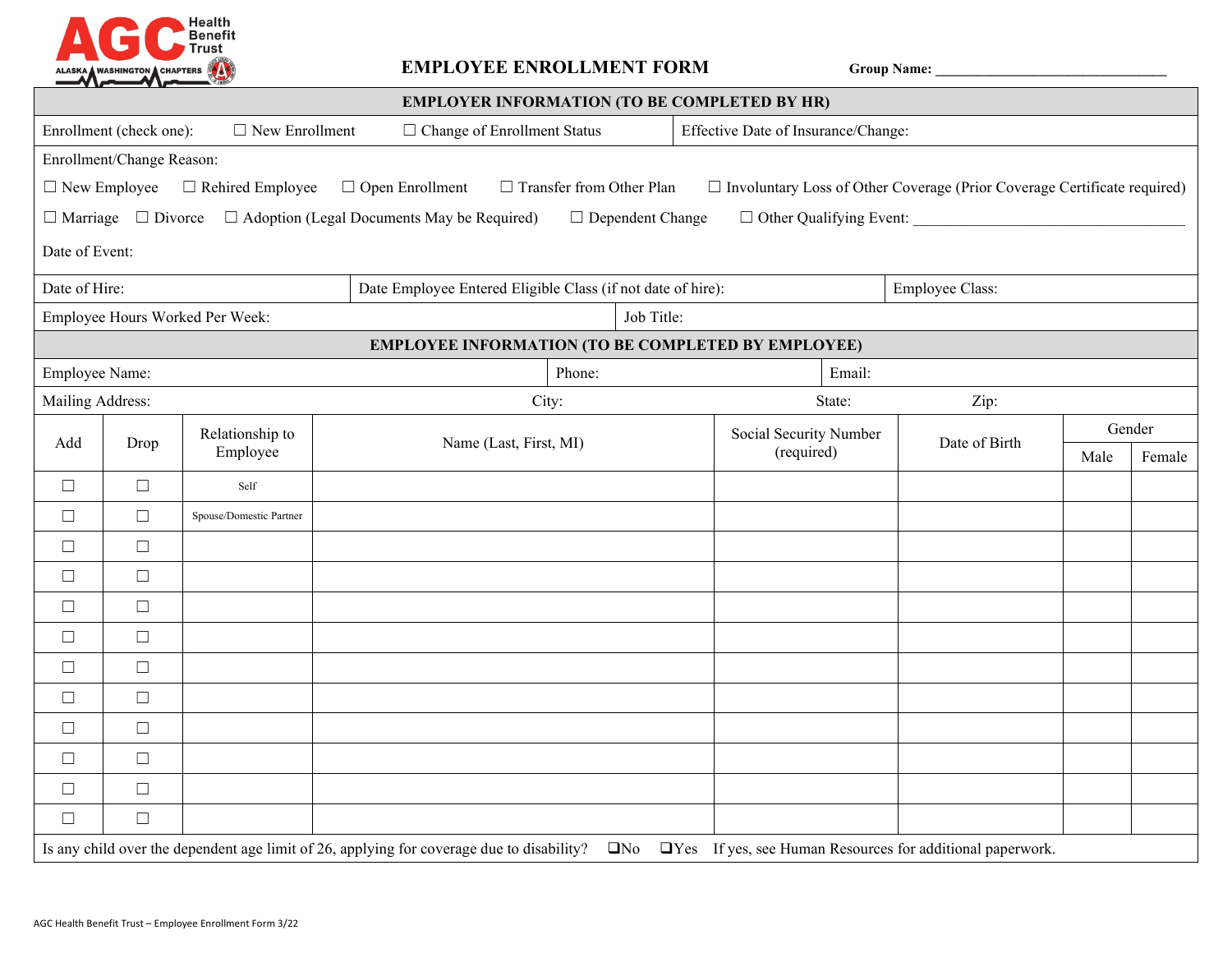AGC Health Benefit Trust — Alaska · Washington Chapters

# EMPLOYEE ENROLLMENT FORM

**Group Name:** ________________________________

## EMPLOYER INFORMATION (TO BE COMPLETED BY HR)

Enrollment (check one): ☐ New Enrollment ☐ Change of Enrollment Status | Effective Date of Insurance/Change:

Enrollment/Change Reason:

☐ New Employee ☐ Rehired Employee ☐ Open Enrollment ☐ Transfer from Other Plan ☐ Involuntary Loss of Other Coverage (Prior Coverage Certificate required)

☐ Marriage ☐ Divorce ☐ Adoption (Legal Documents May be Required) ☐ Dependent Change ☐ Other Qualifying Event: ___________________________________

Date of Event:

Date of Hire: | Date Employee Entered Eligible Class (if not date of hire): | Employee Class:

Employee Hours Worked Per Week: | Job Title:

## EMPLOYEE INFORMATION (TO BE COMPLETED BY EMPLOYEE)

Employee Name: | Phone: | Email:

Mailing Address: | City: | State: | Zip:

| Add | Drop | Relationship to Employee | Name (Last, First, MI) | Social Security Number (required) | Date of Birth | Gender | |
|---|---|---|---|---|---|---|---|
| | | | | | | Male | Female |
| ☐ | ☐ | Self | | | | | |
| ☐ | ☐ | Spouse/Domestic Partner | | | | | |
| ☐ | ☐ | | | | | | |
| ☐ | ☐ | | | | | | |
| ☐ | ☐ | | | | | | |
| ☐ | ☐ | | | | | | |
| ☐ | ☐ | | | | | | |
| ☐ | ☐ | | | | | | |
| ☐ | ☐ | | | | | | |
| ☐ | ☐ | | | | | | |
| ☐ | ☐ | | | | | | |
| ☐ | ☐ | | | | | | |

Is any child over the dependent age limit of 26, applying for coverage due to disability? ❑No ❑Yes If yes, see Human Resources for additional paperwork.

AGC Health Benefit Trust – Employee Enrollment Form 3/22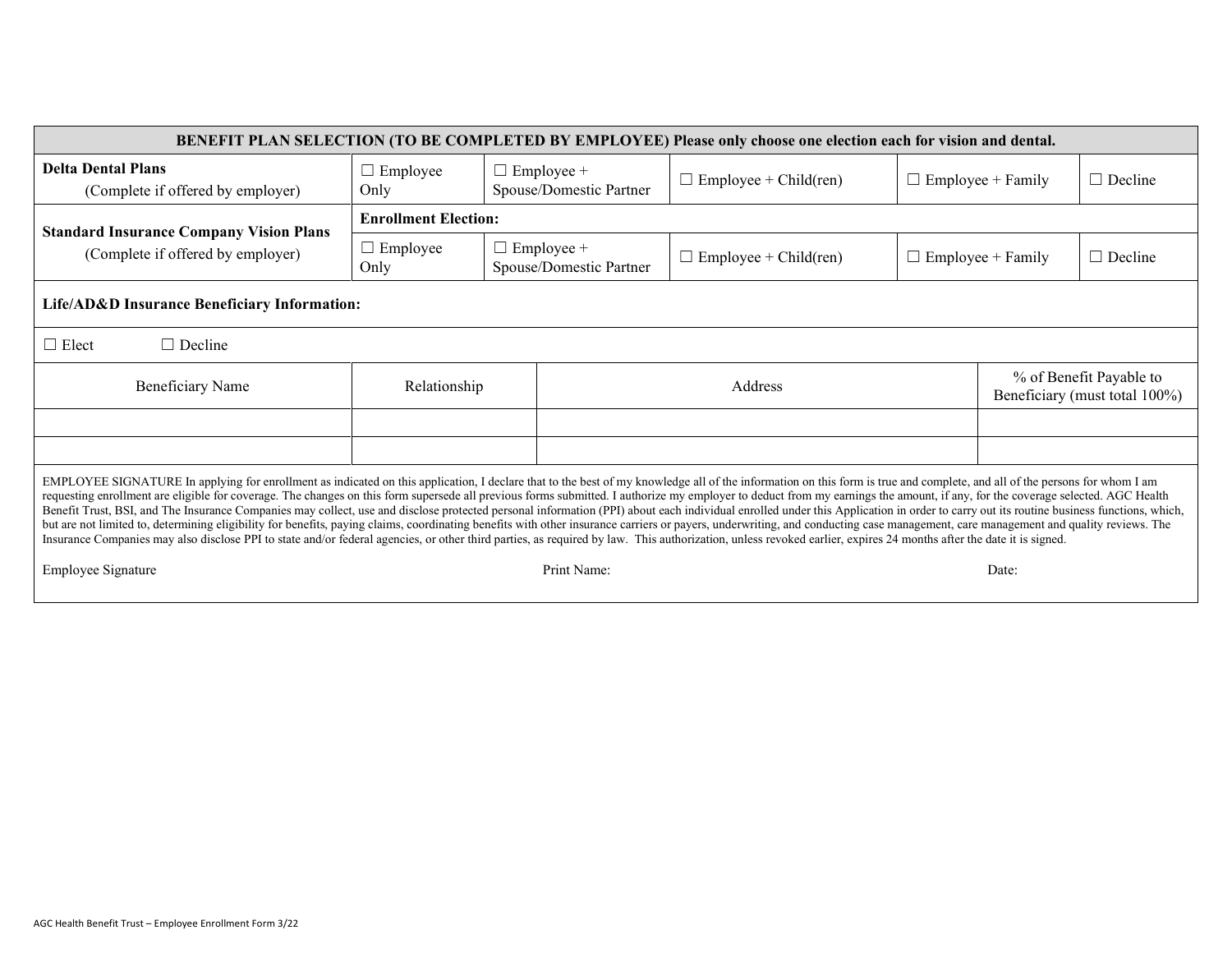| BENEFIT PLAN SELECTION (TO BE COMPLETED BY EMPLOYEE) Please only choose one election each for vision and dental. | | | | | |
|---|---|---|---|---|---|
| **Delta Dental Plans** (Complete if offered by employer) | ☐ Employee Only | ☐ Employee + Spouse/Domestic Partner | ☐ Employee + Child(ren) | ☐ Employee + Family | ☐ Decline |
| **Standard Insurance Company Vision Plans** (Complete if offered by employer) | **Enrollment Election:** | | | | |
| | ☐ Employee Only | ☐ Employee + Spouse/Domestic Partner | ☐ Employee + Child(ren) | ☐ Employee + Family | ☐ Decline |

**Life/AD&D Insurance Beneficiary Information:**

☐ Elect ☐ Decline

| Beneficiary Name | Relationship | Address | % of Benefit Payable to Beneficiary (must total 100%) |
|---|---|---|---|
| | | | |
| | | | |

EMPLOYEE SIGNATURE In applying for enrollment as indicated on this application, I declare that to the best of my knowledge all of the information on this form is true and complete, and all of the persons for whom I am requesting enrollment are eligible for coverage. The changes on this form supersede all previous forms submitted. I authorize my employer to deduct from my earnings the amount, if any, for the coverage selected. AGC Health Benefit Trust, BSI, and The Insurance Companies may collect, use and disclose protected personal information (PPI) about each individual enrolled under this Application in order to carry out its routine business functions, which, but are not limited to, determining eligibility for benefits, paying claims, coordinating benefits with other insurance carriers or payers, underwriting, and conducting case management, care management and quality reviews. The Insurance Companies may also disclose PPI to state and/or federal agencies, or other third parties, as required by law. This authorization, unless revoked earlier, expires 24 months after the date it is signed.

Employee Signature Print Name: Date:

AGC Health Benefit Trust – Employee Enrollment Form 3/22